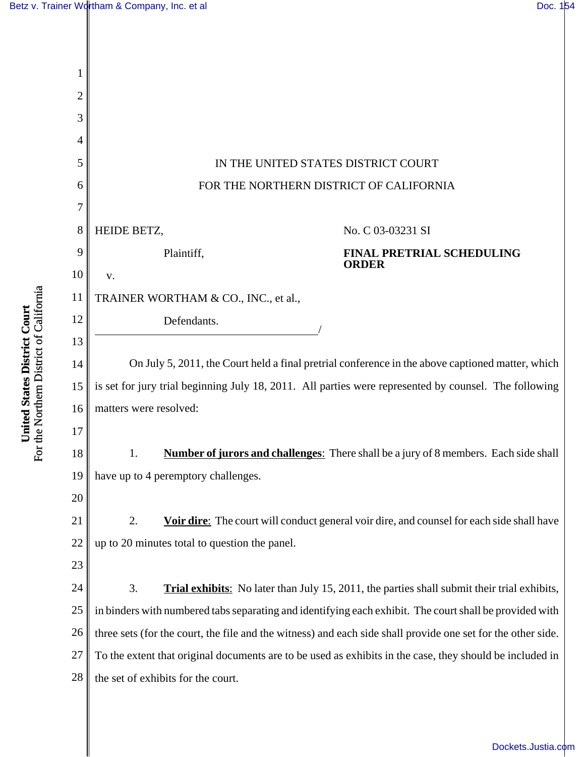IN THE UNITED STATES DISTRICT COURT

FOR THE NORTHERN DISTRICT OF CALIFORNIA

HEIDE BETZ,

Plaintiff,

v.

TRAINER WORTHAM & CO., INC., et al.,

Defendants.

No. C 03-03231 SI

**FINAL PRETRIAL SCHEDULING ORDER**

On July 5, 2011, the Court held a final pretrial conference in the above captioned matter, which is set for jury trial beginning July 18, 2011. All parties were represented by counsel. The following matters were resolved:

1. **Number of jurors and challenges**: There shall be a jury of 8 members. Each side shall have up to 4 peremptory challenges.

2. **Voir dire**: The court will conduct general voir dire, and counsel for each side shall have up to 20 minutes total to question the panel.

3. **Trial exhibits**: No later than July 15, 2011, the parties shall submit their trial exhibits, in binders with numbered tabs separating and identifying each exhibit. The court shall be provided with three sets (for the court, the file and the witness) and each side shall provide one set for the other side. To the extent that original documents are to be used as exhibits in the case, they should be included in the set of exhibits for the court.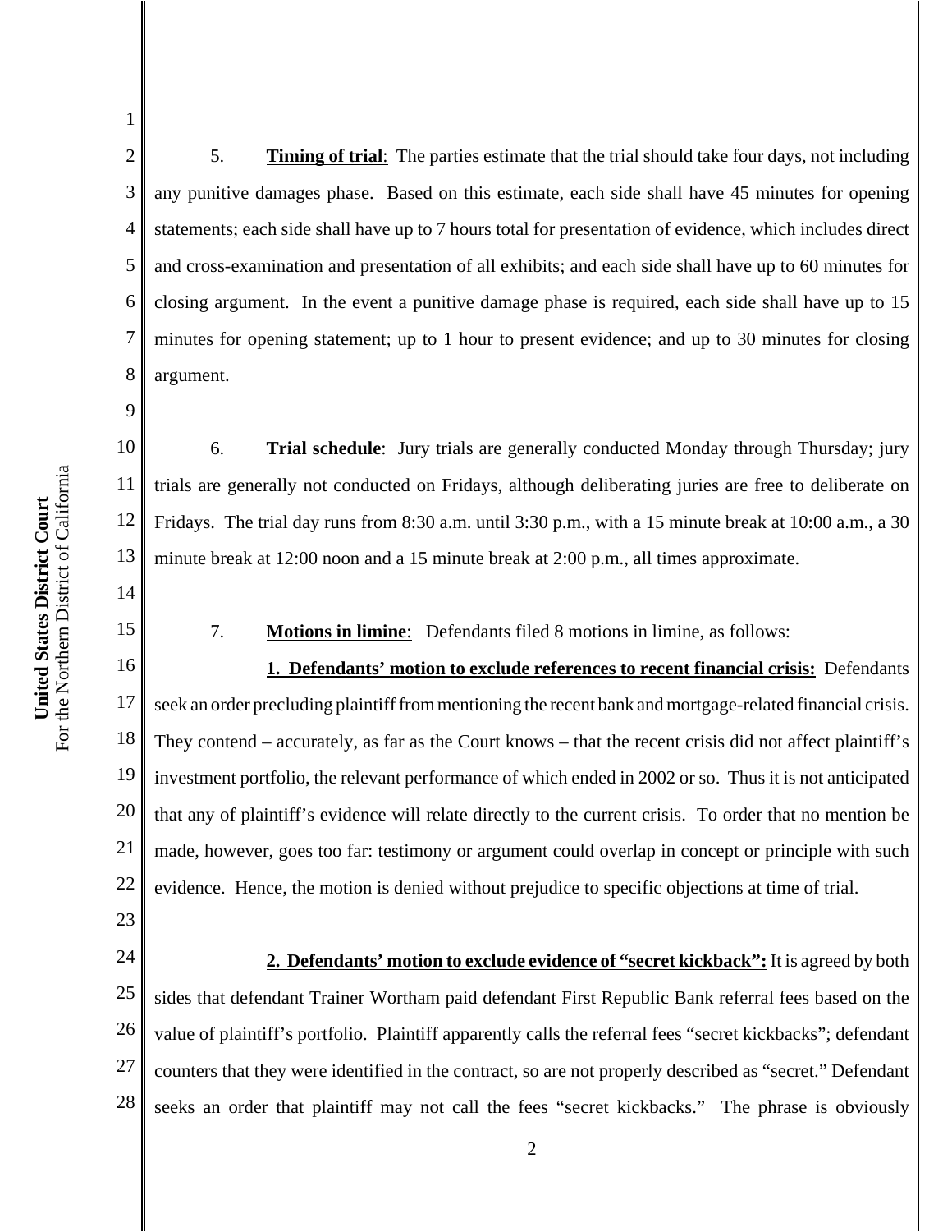5. **Timing of trial**: The parties estimate that the trial should take four days, not including any punitive damages phase. Based on this estimate, each side shall have 45 minutes for opening statements; each side shall have up to 7 hours total for presentation of evidence, which includes direct and cross-examination and presentation of all exhibits; and each side shall have up to 60 minutes for closing argument. In the event a punitive damage phase is required, each side shall have up to 15 minutes for opening statement; up to 1 hour to present evidence; and up to 30 minutes for closing argument.

6. **Trial schedule**: Jury trials are generally conducted Monday through Thursday; jury trials are generally not conducted on Fridays, although deliberating juries are free to deliberate on Fridays. The trial day runs from 8:30 a.m. until 3:30 p.m., with a 15 minute break at 10:00 a.m., a 30 minute break at 12:00 noon and a 15 minute break at 2:00 p.m., all times approximate.

7. **Motions in limine**: Defendants filed 8 motions in limine, as follows:

**1. Defendants' motion to exclude references to recent financial crisis:** Defendants seek an order precluding plaintiff from mentioning the recent bank and mortgage-related financial crisis. They contend – accurately, as far as the Court knows – that the recent crisis did not affect plaintiff's investment portfolio, the relevant performance of which ended in 2002 or so. Thus it is not anticipated that any of plaintiff's evidence will relate directly to the current crisis. To order that no mention be made, however, goes too far: testimony or argument could overlap in concept or principle with such evidence. Hence, the motion is denied without prejudice to specific objections at time of trial.

**2. Defendants' motion to exclude evidence of "secret kickback":** It is agreed by both sides that defendant Trainer Wortham paid defendant First Republic Bank referral fees based on the value of plaintiff's portfolio. Plaintiff apparently calls the referral fees "secret kickbacks"; defendant counters that they were identified in the contract, so are not properly described as "secret." Defendant seeks an order that plaintiff may not call the fees "secret kickbacks." The phrase is obviously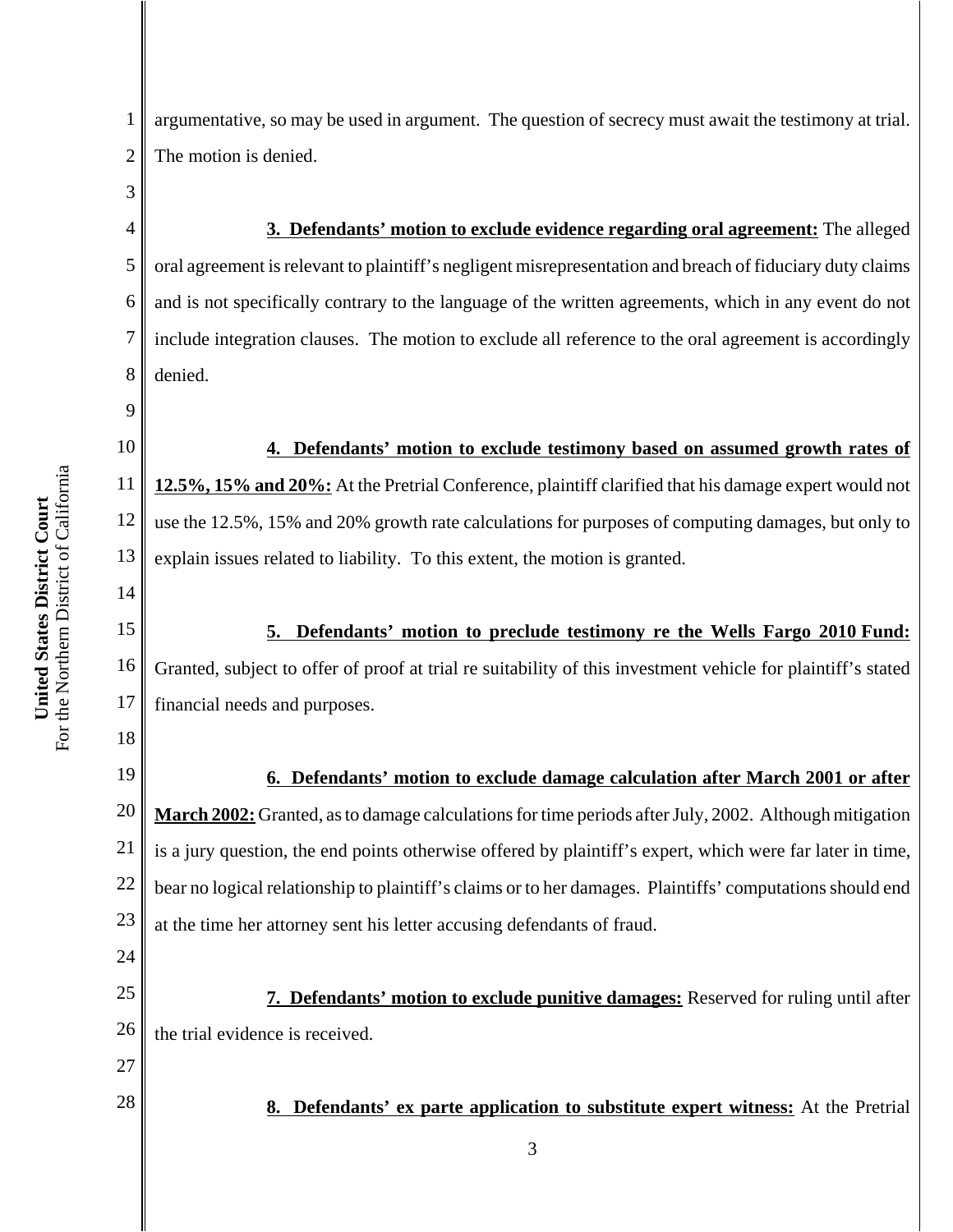argumentative, so may be used in argument. The question of secrecy must await the testimony at trial. The motion is denied.

**3. Defendants' motion to exclude evidence regarding oral agreement:** The alleged oral agreement is relevant to plaintiff's negligent misrepresentation and breach of fiduciary duty claims and is not specifically contrary to the language of the written agreements, which in any event do not include integration clauses. The motion to exclude all reference to the oral agreement is accordingly denied.

**4. Defendants' motion to exclude testimony based on assumed growth rates of 12.5%, 15% and 20%:** At the Pretrial Conference, plaintiff clarified that his damage expert would not use the 12.5%, 15% and 20% growth rate calculations for purposes of computing damages, but only to explain issues related to liability. To this extent, the motion is granted.

**5. Defendants' motion to preclude testimony re the Wells Fargo 2010 Fund:** Granted, subject to offer of proof at trial re suitability of this investment vehicle for plaintiff's stated financial needs and purposes.

**6. Defendants' motion to exclude damage calculation after March 2001 or after March 2002:** Granted, as to damage calculations for time periods after July, 2002. Although mitigation is a jury question, the end points otherwise offered by plaintiff's expert, which were far later in time, bear no logical relationship to plaintiff's claims or to her damages. Plaintiffs' computations should end at the time her attorney sent his letter accusing defendants of fraud.

**7. Defendants' motion to exclude punitive damages:** Reserved for ruling until after the trial evidence is received.

**8. Defendants' ex parte application to substitute expert witness:** At the Pretrial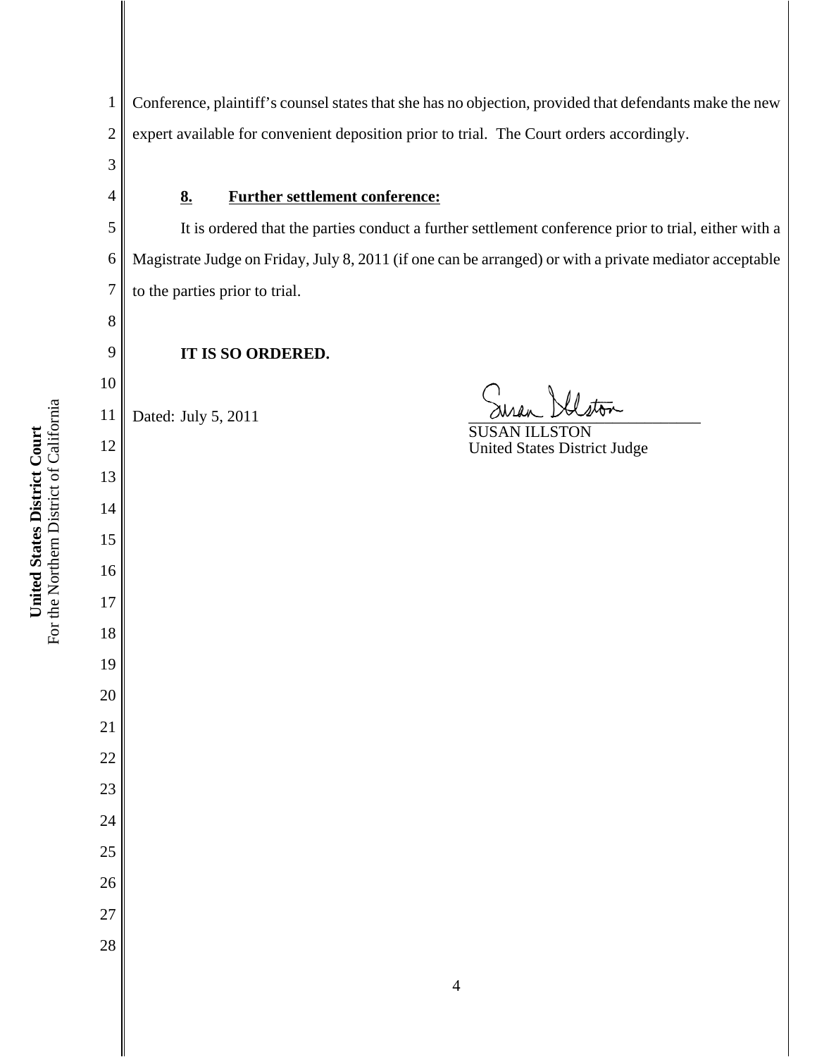Conference, plaintiff's counsel states that she has no objection, provided that defendants make the new expert available for convenient deposition prior to trial. The Court orders accordingly.

**8. Further settlement conference:**

It is ordered that the parties conduct a further settlement conference prior to trial, either with a Magistrate Judge on Friday, July 8, 2011 (if one can be arranged) or with a private mediator acceptable to the parties prior to trial.

**IT IS SO ORDERED.**

Dated: July 5, 2011

SUSAN ILLSTON
United States District Judge